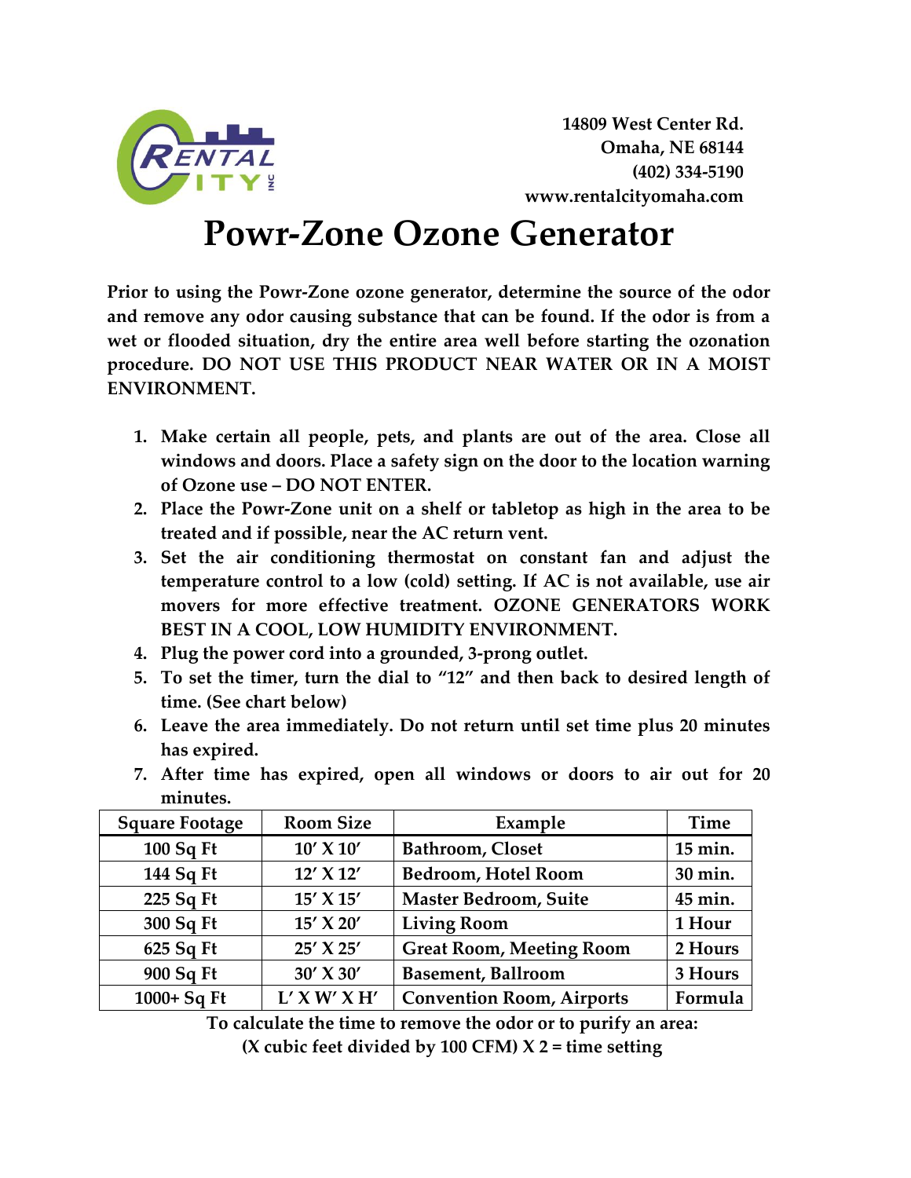**14809 West Center Rd.**
**Omaha, NE 68144**
**(402) 334-5190**
**www.rentalcityomaha.com**

# Powr-Zone Ozone Generator

**Prior to using the Powr-Zone ozone generator, determine the source of the odor and remove any odor causing substance that can be found. If the odor is from a wet or flooded situation, dry the entire area well before starting the ozonation procedure. DO NOT USE THIS PRODUCT NEAR WATER OR IN A MOIST ENVIRONMENT.**

1. **Make certain all people, pets, and plants are out of the area. Close all windows and doors. Place a safety sign on the door to the location warning of Ozone use – DO NOT ENTER.**
2. **Place the Powr-Zone unit on a shelf or tabletop as high in the area to be treated and if possible, near the AC return vent.**
3. **Set the air conditioning thermostat on constant fan and adjust the temperature control to a low (cold) setting. If AC is not available, use air movers for more effective treatment. OZONE GENERATORS WORK BEST IN A COOL, LOW HUMIDITY ENVIRONMENT.**
4. **Plug the power cord into a grounded, 3-prong outlet.**
5. **To set the timer, turn the dial to "12" and then back to desired length of time. (See chart below)**
6. **Leave the area immediately. Do not return until set time plus 20 minutes has expired.**
7. **After time has expired, open all windows or doors to air out for 20 minutes.**

| Square Footage | Room Size | Example | Time |
|---|---|---|---|
| 100 Sq Ft | 10′ X 10′ | Bathroom, Closet | 15 min. |
| 144 Sq Ft | 12′ X 12′ | Bedroom, Hotel Room | 30 min. |
| 225 Sq Ft | 15′ X 15′ | Master Bedroom, Suite | 45 min. |
| 300 Sq Ft | 15′ X 20′ | Living Room | 1 Hour |
| 625 Sq Ft | 25′ X 25′ | Great Room, Meeting Room | 2 Hours |
| 900 Sq Ft | 30′ X 30′ | Basement, Ballroom | 3 Hours |
| 1000+ Sq Ft | L′ X W′ X H′ | Convention Room, Airports | Formula |

**To calculate the time to remove the odor or to purify an area:**
**(X cubic feet divided by 100 CFM) X 2 = time setting**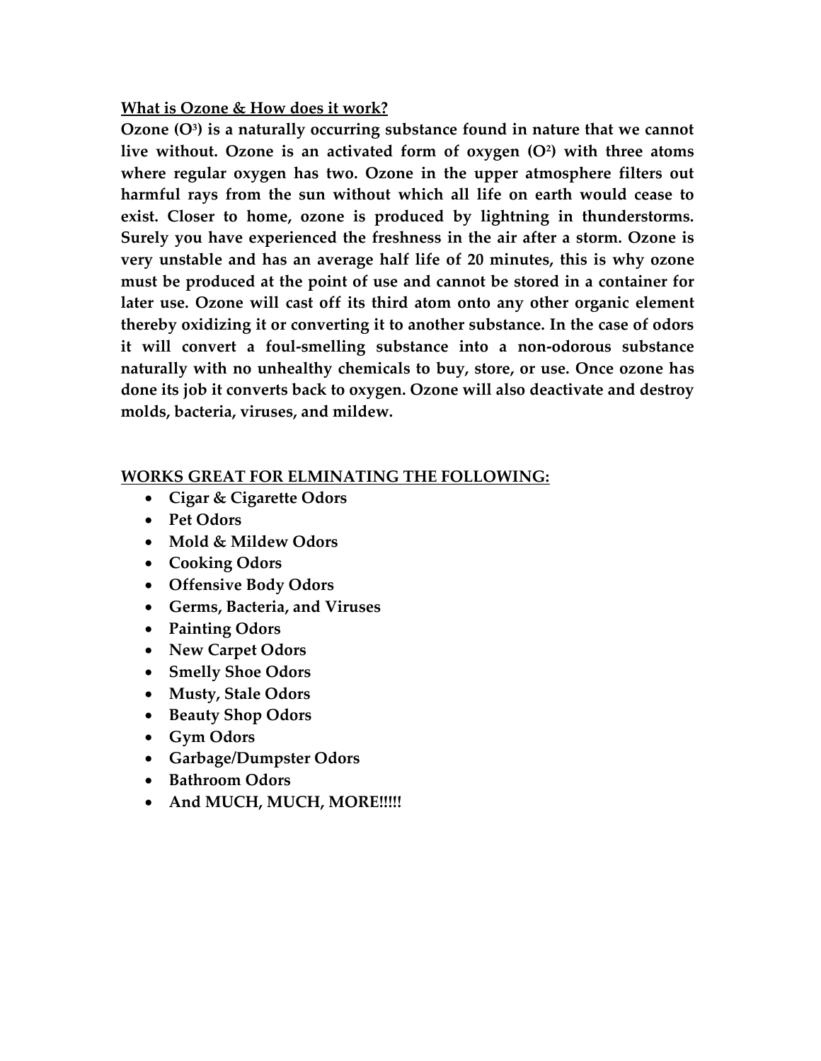**What is Ozone & How does it work?**

**Ozone ($O^3$) is a naturally occurring substance found in nature that we cannot live without. Ozone is an activated form of oxygen ($O^2$) with three atoms where regular oxygen has two. Ozone in the upper atmosphere filters out harmful rays from the sun without which all life on earth would cease to exist. Closer to home, ozone is produced by lightning in thunderstorms. Surely you have experienced the freshness in the air after a storm. Ozone is very unstable and has an average half life of 20 minutes, this is why ozone must be produced at the point of use and cannot be stored in a container for later use. Ozone will cast off its third atom onto any other organic element thereby oxidizing it or converting it to another substance. In the case of odors it will convert a foul-smelling substance into a non-odorous substance naturally with no unhealthy chemicals to buy, store, or use. Once ozone has done its job it converts back to oxygen. Ozone will also deactivate and destroy molds, bacteria, viruses, and mildew.**

**WORKS GREAT FOR ELMINATING THE FOLLOWING:**

- **Cigar & Cigarette Odors**
- **Pet Odors**
- **Mold & Mildew Odors**
- **Cooking Odors**
- **Offensive Body Odors**
- **Germs, Bacteria, and Viruses**
- **Painting Odors**
- **New Carpet Odors**
- **Smelly Shoe Odors**
- **Musty, Stale Odors**
- **Beauty Shop Odors**
- **Gym Odors**
- **Garbage/Dumpster Odors**
- **Bathroom Odors**
- **And MUCH, MUCH, MORE!!!!!**